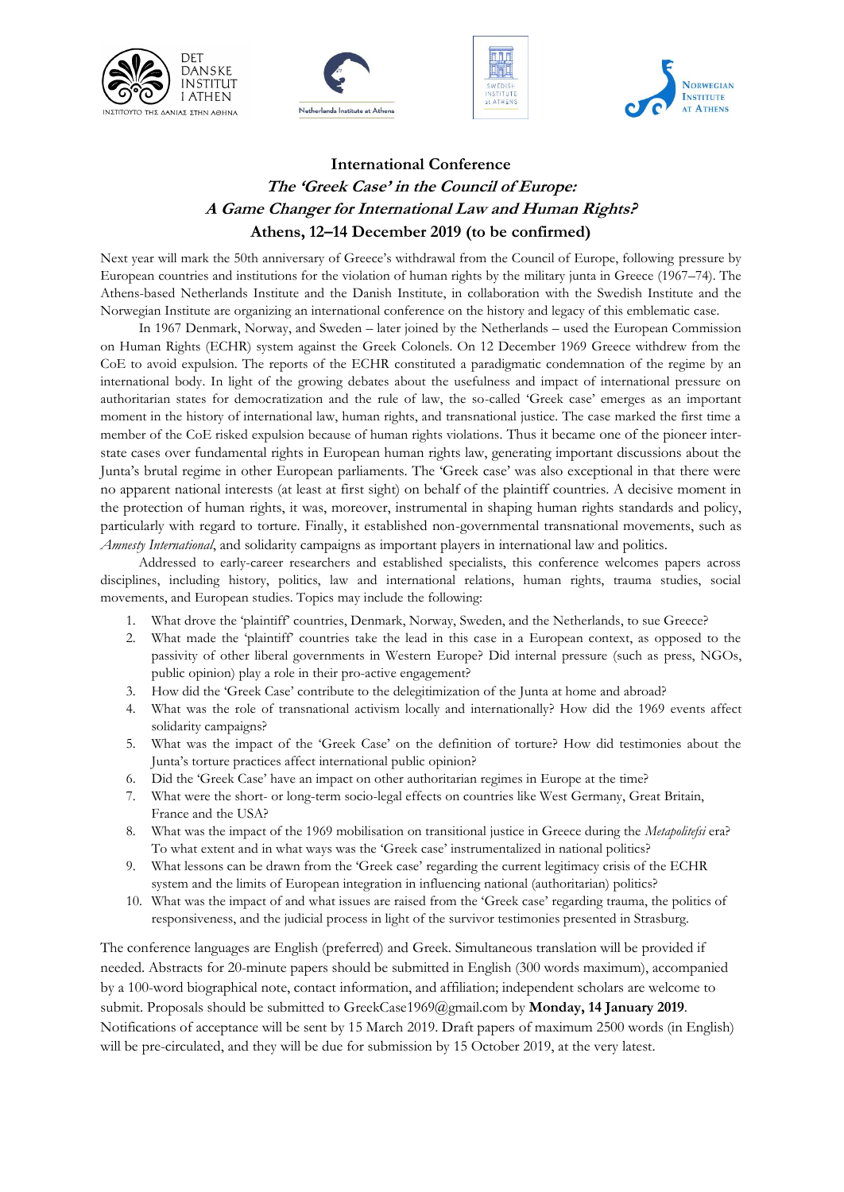DET DANSKE INSTITUT I ATHEN
ΙΝΣΤΙΤΟΥΤΟ ΤΗΣ ΔΑΝΙΑΣ ΣΤΗΝ ΑΘΗΝΑ

Netherlands Institute at Athens

SWEDISH INSTITUTE at ATHENS

NORWEGIAN INSTITUTE AT ATHENS

# International Conference
## *The 'Greek Case' in the Council of Europe: A Game Changer for International Law and Human Rights?*
### Athens, 12–14 December 2019 (to be confirmed)

Next year will mark the 50th anniversary of Greece's withdrawal from the Council of Europe, following pressure by European countries and institutions for the violation of human rights by the military junta in Greece (1967–74). The Athens-based Netherlands Institute and the Danish Institute, in collaboration with the Swedish Institute and the Norwegian Institute are organizing an international conference on the history and legacy of this emblematic case.

In 1967 Denmark, Norway, and Sweden – later joined by the Netherlands – used the European Commission on Human Rights (ECHR) system against the Greek Colonels. On 12 December 1969 Greece withdrew from the CoE to avoid expulsion. The reports of the ECHR constituted a paradigmatic condemnation of the regime by an international body. In light of the growing debates about the usefulness and impact of international pressure on authoritarian states for democratization and the rule of law, the so-called 'Greek case' emerges as an important moment in the history of international law, human rights, and transnational justice. The case marked the first time a member of the CoE risked expulsion because of human rights violations. Thus it became one of the pioneer inter-state cases over fundamental rights in European human rights law, generating important discussions about the Junta's brutal regime in other European parliaments. The 'Greek case' was also exceptional in that there were no apparent national interests (at least at first sight) on behalf of the plaintiff countries. A decisive moment in the protection of human rights, it was, moreover, instrumental in shaping human rights standards and policy, particularly with regard to torture. Finally, it established non-governmental transnational movements, such as *Amnesty International*, and solidarity campaigns as important players in international law and politics.

Addressed to early-career researchers and established specialists, this conference welcomes papers across disciplines, including history, politics, law and international relations, human rights, trauma studies, social movements, and European studies. Topics may include the following:

1. What drove the 'plaintiff' countries, Denmark, Norway, Sweden, and the Netherlands, to sue Greece?
2. What made the 'plaintiff' countries take the lead in this case in a European context, as opposed to the passivity of other liberal governments in Western Europe? Did internal pressure (such as press, NGOs, public opinion) play a role in their pro-active engagement?
3. How did the 'Greek Case' contribute to the delegitimization of the Junta at home and abroad?
4. What was the role of transnational activism locally and internationally? How did the 1969 events affect solidarity campaigns?
5. What was the impact of the 'Greek Case' on the definition of torture? How did testimonies about the Junta's torture practices affect international public opinion?
6. Did the 'Greek Case' have an impact on other authoritarian regimes in Europe at the time?
7. What were the short- or long-term socio-legal effects on countries like West Germany, Great Britain, France and the USA?
8. What was the impact of the 1969 mobilisation on transitional justice in Greece during the *Metapolitefsi* era? To what extent and in what ways was the 'Greek case' instrumentalized in national politics?
9. What lessons can be drawn from the 'Greek case' regarding the current legitimacy crisis of the ECHR system and the limits of European integration in influencing national (authoritarian) politics?
10. What was the impact of and what issues are raised from the 'Greek case' regarding trauma, the politics of responsiveness, and the judicial process in light of the survivor testimonies presented in Strasburg.

The conference languages are English (preferred) and Greek. Simultaneous translation will be provided if needed. Abstracts for 20-minute papers should be submitted in English (300 words maximum), accompanied by a 100-word biographical note, contact information, and affiliation; independent scholars are welcome to submit. Proposals should be submitted to GreekCase1969@gmail.com by **Monday, 14 January 2019**. Notifications of acceptance will be sent by 15 March 2019. Draft papers of maximum 2500 words (in English) will be pre-circulated, and they will be due for submission by 15 October 2019, at the very latest.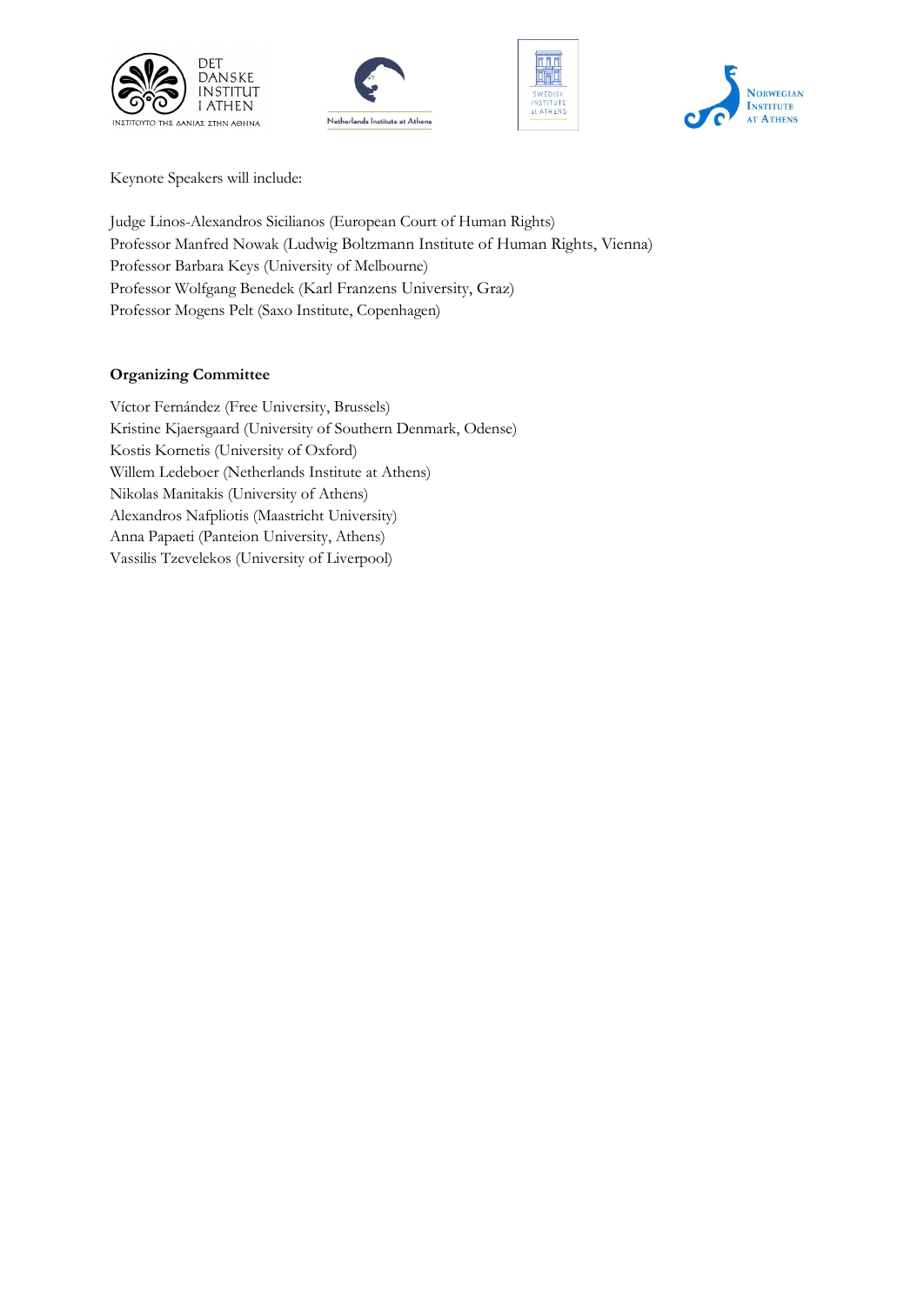Keynote Speakers will include:

Judge Linos-Alexandros Sicilianos (European Court of Human Rights)
Professor Manfred Nowak (Ludwig Boltzmann Institute of Human Rights, Vienna)
Professor Barbara Keys (University of Melbourne)
Professor Wolfgang Benedek (Karl Franzens University, Graz)
Professor Mogens Pelt (Saxo Institute, Copenhagen)

**Organizing Committee**

Víctor Fernández (Free University, Brussels)
Kristine Kjaersgaard (University of Southern Denmark, Odense)
Kostis Kornetis (University of Oxford)
Willem Ledeboer (Netherlands Institute at Athens)
Nikolas Manitakis (University of Athens)
Alexandros Nafpliotis (Maastricht University)
Anna Papaeti (Panteion University, Athens)
Vassilis Tzevelekos (University of Liverpool)